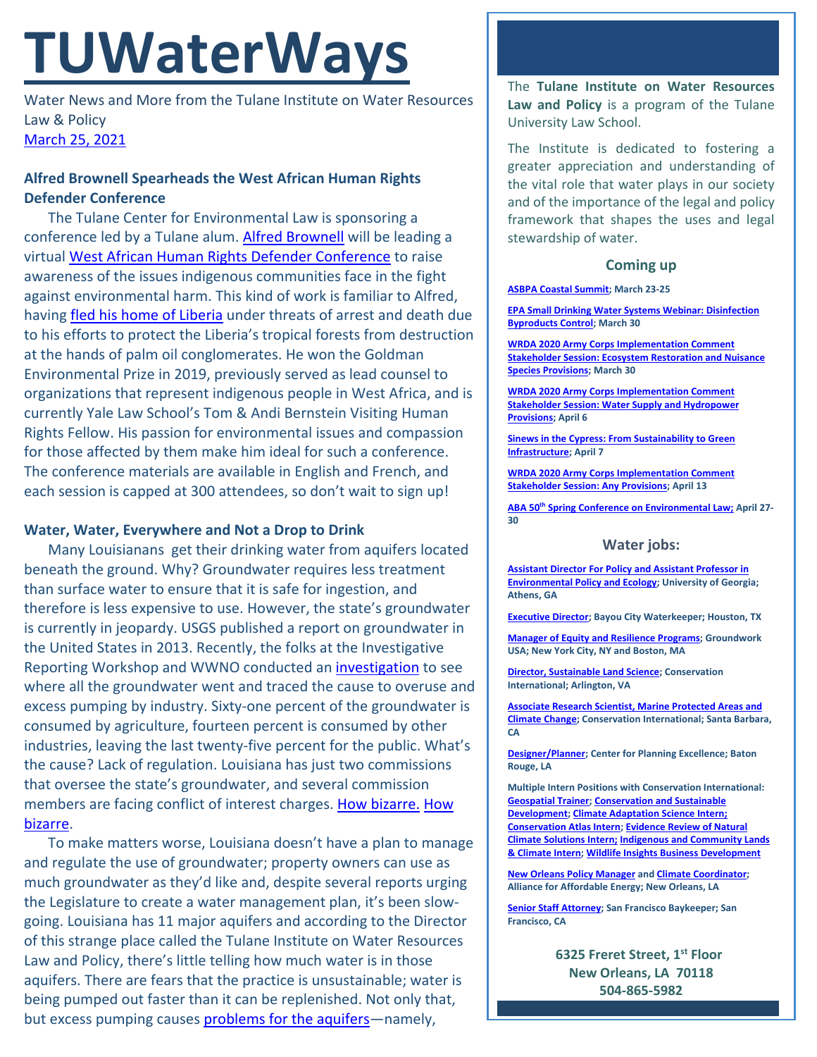# TUWaterWays

Water News and More from the Tulane Institute on Water Resources Law & Policy

March 25, 2021

### Alfred Brownell Spearheads the West African Human Rights Defender Conference

The Tulane Center for Environmental Law is sponsoring a conference led by a Tulane alum. Alfred Brownell will be leading a virtual West African Human Rights Defender Conference to raise awareness of the issues indigenous communities face in the fight against environmental harm. This kind of work is familiar to Alfred, having fled his home of Liberia under threats of arrest and death due to his efforts to protect the Liberia's tropical forests from destruction at the hands of palm oil conglomerates. He won the Goldman Environmental Prize in 2019, previously served as lead counsel to organizations that represent indigenous people in West Africa, and is currently Yale Law School's Tom & Andi Bernstein Visiting Human Rights Fellow. His passion for environmental issues and compassion for those affected by them make him ideal for such a conference. The conference materials are available in English and French, and each session is capped at 300 attendees, so don't wait to sign up!

### Water, Water, Everywhere and Not a Drop to Drink

Many Louisianans get their drinking water from aquifers located beneath the ground. Why? Groundwater requires less treatment than surface water to ensure that it is safe for ingestion, and therefore is less expensive to use. However, the state's groundwater is currently in jeopardy. USGS published a report on groundwater in the United States in 2013. Recently, the folks at the Investigative Reporting Workshop and WWNO conducted an investigation to see where all the groundwater went and traced the cause to overuse and excess pumping by industry. Sixty-one percent of the groundwater is consumed by agriculture, fourteen percent is consumed by other industries, leaving the last twenty-five percent for the public. What's the cause? Lack of regulation. Louisiana has just two commissions that oversee the state's groundwater, and several commission members are facing conflict of interest charges. How bizarre. How bizarre.

To make matters worse, Louisiana doesn't have a plan to manage and regulate the use of groundwater; property owners can use as much groundwater as they'd like and, despite several reports urging the Legislature to create a water management plan, it's been slow-going. Louisiana has 11 major aquifers and according to the Director of this strange place called the Tulane Institute on Water Resources Law and Policy, there's little telling how much water is in those aquifers. There are fears that the practice is unsustainable; water is being pumped out faster than it can be replenished. Not only that, but excess pumping causes problems for the aquifers—namely,

---

The **Tulane Institute on Water Resources Law and Policy** is a program of the Tulane University Law School.

The Institute is dedicated to fostering a greater appreciation and understanding of the vital role that water plays in our society and of the importance of the legal and policy framework that shapes the uses and legal stewardship of water.

### Coming up

- **ASBPA Coastal Summit; March 23-25**
- **EPA Small Drinking Water Systems Webinar: Disinfection Byproducts Control; March 30**
- **WRDA 2020 Army Corps Implementation Comment Stakeholder Session: Ecosystem Restoration and Nuisance Species Provisions; March 30**
- **WRDA 2020 Army Corps Implementation Comment Stakeholder Session: Water Supply and Hydropower Provisions; April 6**
- **Sinews in the Cypress: From Sustainability to Green Infrastructure; April 7**
- **WRDA 2020 Army Corps Implementation Comment Stakeholder Session: Any Provisions; April 13**
- **ABA 50th Spring Conference on Environmental Law; April 27-30**

### Water jobs:

- **Assistant Director For Policy and Assistant Professor in Environmental Policy and Ecology; University of Georgia; Athens, GA**
- **Executive Director; Bayou City Waterkeeper; Houston, TX**
- **Manager of Equity and Resilience Programs; Groundwork USA; New York City, NY and Boston, MA**
- **Director, Sustainable Land Science; Conservation International; Arlington, VA**
- **Associate Research Scientist, Marine Protected Areas and Climate Change; Conservation International; Santa Barbara, CA**
- **Designer/Planner; Center for Planning Excellence; Baton Rouge, LA**
- **Multiple Intern Positions with Conservation International: Geospatial Trainer; Conservation and Sustainable Development; Climate Adaptation Science Intern; Conservation Atlas Intern; Evidence Review of Natural Climate Solutions Intern; Indigenous and Community Lands & Climate Intern; Wildlife Insights Business Development**
- **New Orleans Policy Manager and Climate Coordinator; Alliance for Affordable Energy; New Orleans, LA**
- **Senior Staff Attorney; San Francisco Baykeeper; San Francisco, CA**

**6325 Freret Street, 1st Floor**
**New Orleans, LA 70118**
**504-865-5982**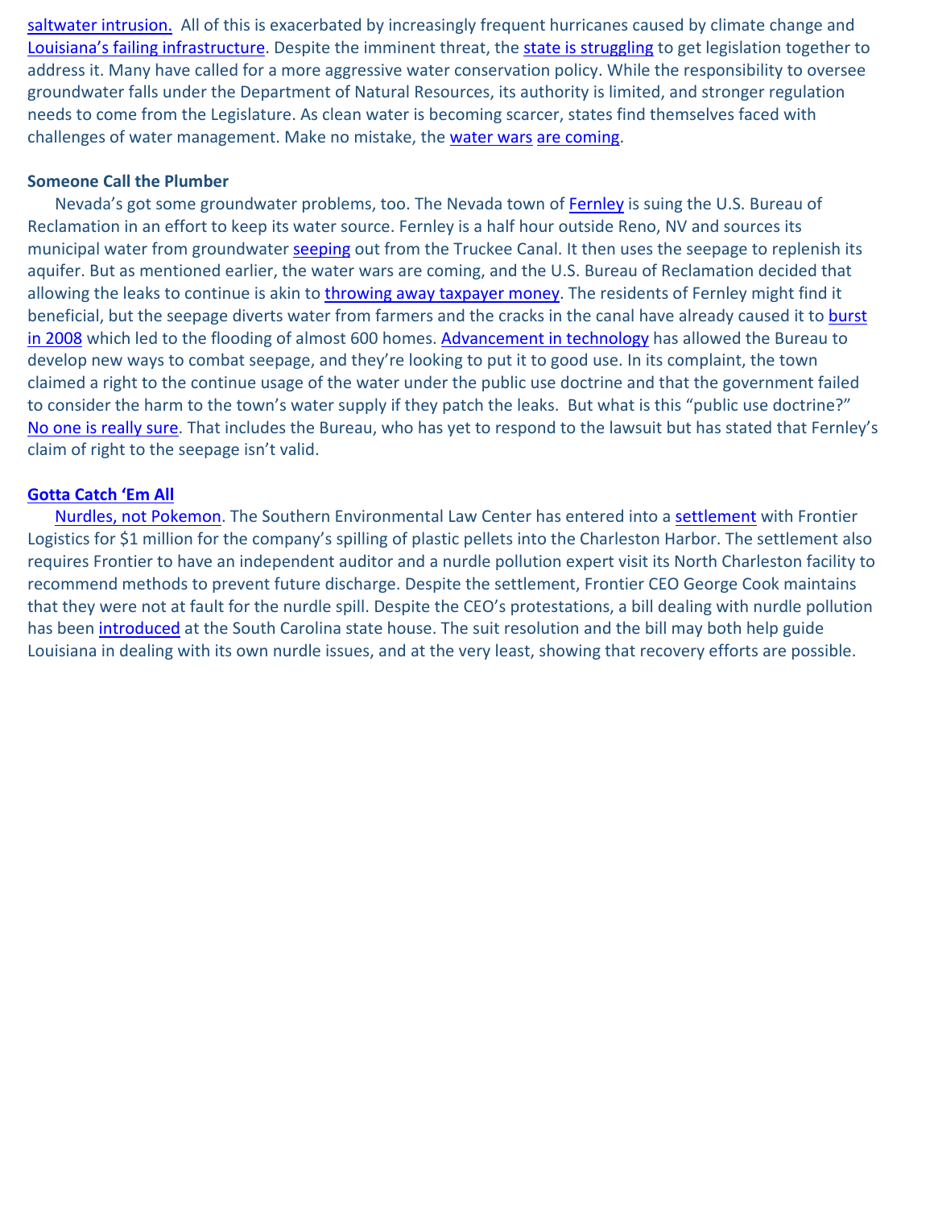saltwater intrusion. All of this is exacerbated by increasingly frequent hurricanes caused by climate change and Louisiana's failing infrastructure. Despite the imminent threat, the state is struggling to get legislation together to address it. Many have called for a more aggressive water conservation policy. While the responsibility to oversee groundwater falls under the Department of Natural Resources, its authority is limited, and stronger regulation needs to come from the Legislature. As clean water is becoming scarcer, states find themselves faced with challenges of water management. Make no mistake, the water wars are coming.

**Someone Call the Plumber**

Nevada's got some groundwater problems, too. The Nevada town of Fernley is suing the U.S. Bureau of Reclamation in an effort to keep its water source. Fernley is a half hour outside Reno, NV and sources its municipal water from groundwater seeping out from the Truckee Canal. It then uses the seepage to replenish its aquifer. But as mentioned earlier, the water wars are coming, and the U.S. Bureau of Reclamation decided that allowing the leaks to continue is akin to throwing away taxpayer money. The residents of Fernley might find it beneficial, but the seepage diverts water from farmers and the cracks in the canal have already caused it to burst in 2008 which led to the flooding of almost 600 homes. Advancement in technology has allowed the Bureau to develop new ways to combat seepage, and they're looking to put it to good use. In its complaint, the town claimed a right to the continue usage of the water under the public use doctrine and that the government failed to consider the harm to the town's water supply if they patch the leaks. But what is this "public use doctrine?" No one is really sure. That includes the Bureau, who has yet to respond to the lawsuit but has stated that Fernley's claim of right to the seepage isn't valid.

**Gotta Catch 'Em All**

Nurdles, not Pokemon. The Southern Environmental Law Center has entered into a settlement with Frontier Logistics for $1 million for the company's spilling of plastic pellets into the Charleston Harbor. The settlement also requires Frontier to have an independent auditor and a nurdle pollution expert visit its North Charleston facility to recommend methods to prevent future discharge. Despite the settlement, Frontier CEO George Cook maintains that they were not at fault for the nurdle spill. Despite the CEO's protestations, a bill dealing with nurdle pollution has been introduced at the South Carolina state house. The suit resolution and the bill may both help guide Louisiana in dealing with its own nurdle issues, and at the very least, showing that recovery efforts are possible.